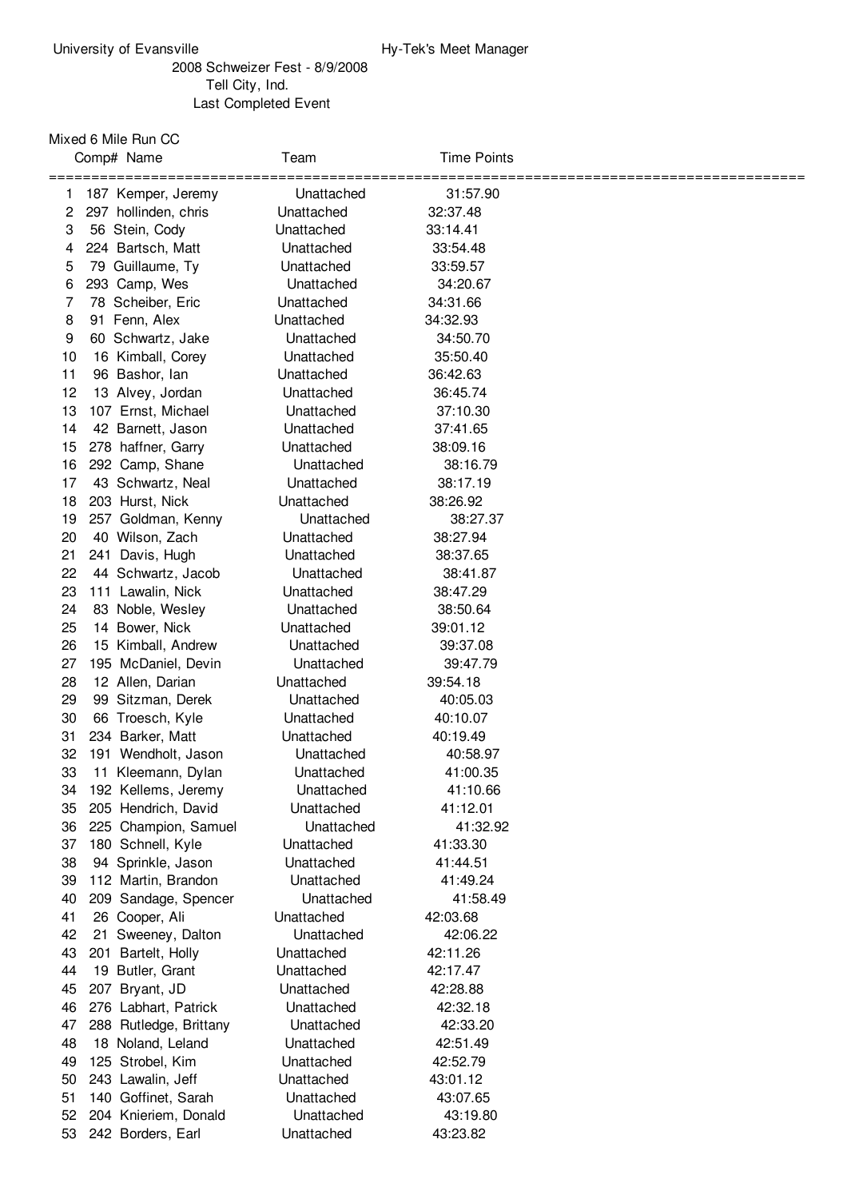University of Evansville — Hy-Tek's Meet Manager

2008 Schweizer Fest - 8/9/2008

Tell City, Ind.

Last Completed Event

Mixed 6 Mile Run CC

| | Comp# | Name | Team | Time | Points |
|---|---|---|---|---|---|
| 1 | 187 | Kemper, Jeremy | Unattached | 31:57.90 | |
| 2 | 297 | hollinden, chris | Unattached | 32:37.48 | |
| 3 | 56 | Stein, Cody | Unattached | 33:14.41 | |
| 4 | 224 | Bartsch, Matt | Unattached | 33:54.48 | |
| 5 | 79 | Guillaume, Ty | Unattached | 33:59.57 | |
| 6 | 293 | Camp, Wes | Unattached | 34:20.67 | |
| 7 | 78 | Scheiber, Eric | Unattached | 34:31.66 | |
| 8 | 91 | Fenn, Alex | Unattached | 34:32.93 | |
| 9 | 60 | Schwartz, Jake | Unattached | 34:50.70 | |
| 10 | 16 | Kimball, Corey | Unattached | 35:50.40 | |
| 11 | 96 | Bashor, Ian | Unattached | 36:42.63 | |
| 12 | 13 | Alvey, Jordan | Unattached | 36:45.74 | |
| 13 | 107 | Ernst, Michael | Unattached | 37:10.30 | |
| 14 | 42 | Barnett, Jason | Unattached | 37:41.65 | |
| 15 | 278 | haffner, Garry | Unattached | 38:09.16 | |
| 16 | 292 | Camp, Shane | Unattached | 38:16.79 | |
| 17 | 43 | Schwartz, Neal | Unattached | 38:17.19 | |
| 18 | 203 | Hurst, Nick | Unattached | 38:26.92 | |
| 19 | 257 | Goldman, Kenny | Unattached | 38:27.37 | |
| 20 | 40 | Wilson, Zach | Unattached | 38:27.94 | |
| 21 | 241 | Davis, Hugh | Unattached | 38:37.65 | |
| 22 | 44 | Schwartz, Jacob | Unattached | 38:41.87 | |
| 23 | 111 | Lawalin, Nick | Unattached | 38:47.29 | |
| 24 | 83 | Noble, Wesley | Unattached | 38:50.64 | |
| 25 | 14 | Bower, Nick | Unattached | 39:01.12 | |
| 26 | 15 | Kimball, Andrew | Unattached | 39:37.08 | |
| 27 | 195 | McDaniel, Devin | Unattached | 39:47.79 | |
| 28 | 12 | Allen, Darian | Unattached | 39:54.18 | |
| 29 | 99 | Sitzman, Derek | Unattached | 40:05.03 | |
| 30 | 66 | Troesch, Kyle | Unattached | 40:10.07 | |
| 31 | 234 | Barker, Matt | Unattached | 40:19.49 | |
| 32 | 191 | Wendholt, Jason | Unattached | 40:58.97 | |
| 33 | 11 | Kleemann, Dylan | Unattached | 41:00.35 | |
| 34 | 192 | Kellems, Jeremy | Unattached | 41:10.66 | |
| 35 | 205 | Hendrich, David | Unattached | 41:12.01 | |
| 36 | 225 | Champion, Samuel | Unattached | 41:32.92 | |
| 37 | 180 | Schnell, Kyle | Unattached | 41:33.30 | |
| 38 | 94 | Sprinkle, Jason | Unattached | 41:44.51 | |
| 39 | 112 | Martin, Brandon | Unattached | 41:49.24 | |
| 40 | 209 | Sandage, Spencer | Unattached | 41:58.49 | |
| 41 | 26 | Cooper, Ali | Unattached | 42:03.68 | |
| 42 | 21 | Sweeney, Dalton | Unattached | 42:06.22 | |
| 43 | 201 | Bartelt, Holly | Unattached | 42:11.26 | |
| 44 | 19 | Butler, Grant | Unattached | 42:17.47 | |
| 45 | 207 | Bryant, JD | Unattached | 42:28.88 | |
| 46 | 276 | Labhart, Patrick | Unattached | 42:32.18 | |
| 47 | 288 | Rutledge, Brittany | Unattached | 42:33.20 | |
| 48 | 18 | Noland, Leland | Unattached | 42:51.49 | |
| 49 | 125 | Strobel, Kim | Unattached | 42:52.79 | |
| 50 | 243 | Lawalin, Jeff | Unattached | 43:01.12 | |
| 51 | 140 | Goffinet, Sarah | Unattached | 43:07.65 | |
| 52 | 204 | Knieriem, Donald | Unattached | 43:19.80 | |
| 53 | 242 | Borders, Earl | Unattached | 43:23.82 | |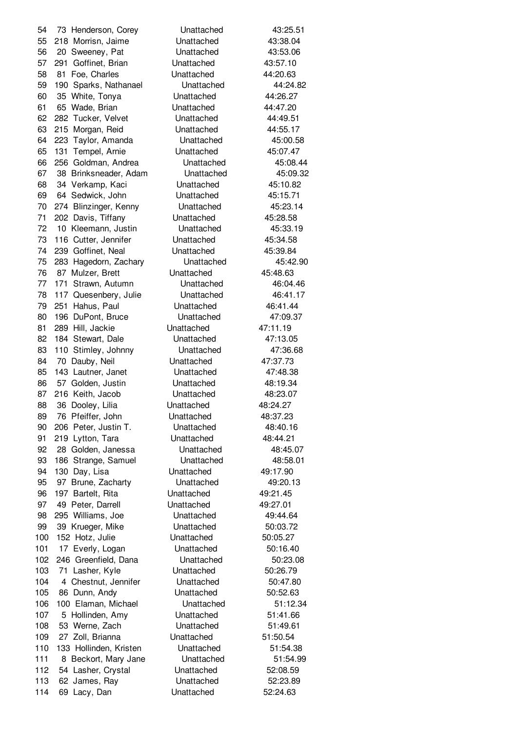| | | | | |
|---|---|---|---|---|
| 54 | 73 | Henderson, Corey | Unattached | 43:25.51 |
| 55 | 218 | Morrisn, Jaime | Unattached | 43:38.04 |
| 56 | 20 | Sweeney, Pat | Unattached | 43:53.06 |
| 57 | 291 | Goffinet, Brian | Unattached | 43:57.10 |
| 58 | 81 | Foe, Charles | Unattached | 44:20.63 |
| 59 | 190 | Sparks, Nathanael | Unattached | 44:24.82 |
| 60 | 35 | White, Tonya | Unattached | 44:26.27 |
| 61 | 65 | Wade, Brian | Unattached | 44:47.20 |
| 62 | 282 | Tucker, Velvet | Unattached | 44:49.51 |
| 63 | 215 | Morgan, Reid | Unattached | 44:55.17 |
| 64 | 223 | Taylor, Amanda | Unattached | 45:00.58 |
| 65 | 131 | Tempel, Arnie | Unattached | 45:07.47 |
| 66 | 256 | Goldman, Andrea | Unattached | 45:08.44 |
| 67 | 38 | Brinksneader, Adam | Unattached | 45:09.32 |
| 68 | 34 | Verkamp, Kaci | Unattached | 45:10.82 |
| 69 | 64 | Sedwick, John | Unattached | 45:15.71 |
| 70 | 274 | Blinzinger, Kenny | Unattached | 45:23.14 |
| 71 | 202 | Davis, Tiffany | Unattached | 45:28.58 |
| 72 | 10 | Kleemann, Justin | Unattached | 45:33.19 |
| 73 | 116 | Cutter, Jennifer | Unattached | 45:34.58 |
| 74 | 239 | Goffinet, Neal | Unattached | 45:39.84 |
| 75 | 283 | Hagedorn, Zachary | Unattached | 45:42.90 |
| 76 | 87 | Mulzer, Brett | Unattached | 45:48.63 |
| 77 | 171 | Strawn, Autumn | Unattached | 46:04.46 |
| 78 | 117 | Quesenbery, Julie | Unattached | 46:41.17 |
| 79 | 251 | Hahus, Paul | Unattached | 46:41.44 |
| 80 | 196 | DuPont, Bruce | Unattached | 47:09.37 |
| 81 | 289 | Hill, Jackie | Unattached | 47:11.19 |
| 82 | 184 | Stewart, Dale | Unattached | 47:13.05 |
| 83 | 110 | Stimley, Johnny | Unattached | 47:36.68 |
| 84 | 70 | Dauby, Neil | Unattached | 47:37.73 |
| 85 | 143 | Lautner, Janet | Unattached | 47:48.38 |
| 86 | 57 | Golden, Justin | Unattached | 48:19.34 |
| 87 | 216 | Keith, Jacob | Unattached | 48:23.07 |
| 88 | 36 | Dooley, Lilia | Unattached | 48:24.27 |
| 89 | 76 | Pfeiffer, John | Unattached | 48:37.23 |
| 90 | 206 | Peter, Justin T. | Unattached | 48:40.16 |
| 91 | 219 | Lytton, Tara | Unattached | 48:44.21 |
| 92 | 28 | Golden, Janessa | Unattached | 48:45.07 |
| 93 | 186 | Strange, Samuel | Unattached | 48:58.01 |
| 94 | 130 | Day, Lisa | Unattached | 49:17.90 |
| 95 | 97 | Brune, Zacharty | Unattached | 49:20.13 |
| 96 | 197 | Bartelt, Rita | Unattached | 49:21.45 |
| 97 | 49 | Peter, Darrell | Unattached | 49:27.01 |
| 98 | 295 | Williams, Joe | Unattached | 49:44.64 |
| 99 | 39 | Krueger, Mike | Unattached | 50:03.72 |
| 100 | 152 | Hotz, Julie | Unattached | 50:05.27 |
| 101 | 17 | Everly, Logan | Unattached | 50:16.40 |
| 102 | 246 | Greenfield, Dana | Unattached | 50:23.08 |
| 103 | 71 | Lasher, Kyle | Unattached | 50:26.79 |
| 104 | 4 | Chestnut, Jennifer | Unattached | 50:47.80 |
| 105 | 86 | Dunn, Andy | Unattached | 50:52.63 |
| 106 | 100 | Elaman, Michael | Unattached | 51:12.34 |
| 107 | 5 | Hollinden, Amy | Unattached | 51:41.66 |
| 108 | 53 | Werne, Zach | Unattached | 51:49.61 |
| 109 | 27 | Zoll, Brianna | Unattached | 51:50.54 |
| 110 | 133 | Hollinden, Kristen | Unattached | 51:54.38 |
| 111 | 8 | Beckort, Mary Jane | Unattached | 51:54.99 |
| 112 | 54 | Lasher, Crystal | Unattached | 52:08.59 |
| 113 | 62 | James, Ray | Unattached | 52:23.89 |
| 114 | 69 | Lacy, Dan | Unattached | 52:24.63 |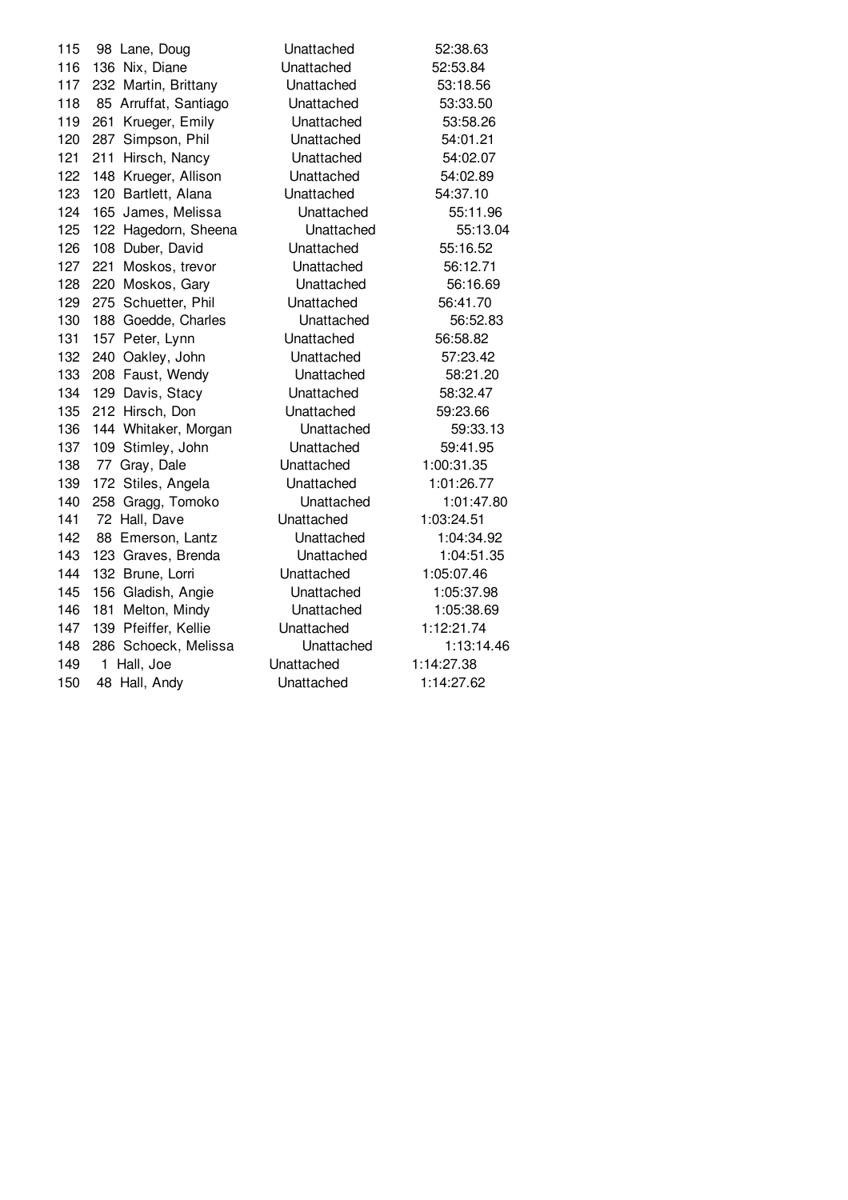| | | | | |
|---|---|---|---|---|
| 115 | 98 | Lane, Doug | Unattached | 52:38.63 |
| 116 | 136 | Nix, Diane | Unattached | 52:53.84 |
| 117 | 232 | Martin, Brittany | Unattached | 53:18.56 |
| 118 | 85 | Arruffat, Santiago | Unattached | 53:33.50 |
| 119 | 261 | Krueger, Emily | Unattached | 53:58.26 |
| 120 | 287 | Simpson, Phil | Unattached | 54:01.21 |
| 121 | 211 | Hirsch, Nancy | Unattached | 54:02.07 |
| 122 | 148 | Krueger, Allison | Unattached | 54:02.89 |
| 123 | 120 | Bartlett, Alana | Unattached | 54:37.10 |
| 124 | 165 | James, Melissa | Unattached | 55:11.96 |
| 125 | 122 | Hagedorn, Sheena | Unattached | 55:13.04 |
| 126 | 108 | Duber, David | Unattached | 55:16.52 |
| 127 | 221 | Moskos, trevor | Unattached | 56:12.71 |
| 128 | 220 | Moskos, Gary | Unattached | 56:16.69 |
| 129 | 275 | Schuetter, Phil | Unattached | 56:41.70 |
| 130 | 188 | Goedde, Charles | Unattached | 56:52.83 |
| 131 | 157 | Peter, Lynn | Unattached | 56:58.82 |
| 132 | 240 | Oakley, John | Unattached | 57:23.42 |
| 133 | 208 | Faust, Wendy | Unattached | 58:21.20 |
| 134 | 129 | Davis, Stacy | Unattached | 58:32.47 |
| 135 | 212 | Hirsch, Don | Unattached | 59:23.66 |
| 136 | 144 | Whitaker, Morgan | Unattached | 59:33.13 |
| 137 | 109 | Stimley, John | Unattached | 59:41.95 |
| 138 | 77 | Gray, Dale | Unattached | 1:00:31.35 |
| 139 | 172 | Stiles, Angela | Unattached | 1:01:26.77 |
| 140 | 258 | Gragg, Tomoko | Unattached | 1:01:47.80 |
| 141 | 72 | Hall, Dave | Unattached | 1:03:24.51 |
| 142 | 88 | Emerson, Lantz | Unattached | 1:04:34.92 |
| 143 | 123 | Graves, Brenda | Unattached | 1:04:51.35 |
| 144 | 132 | Brune, Lorri | Unattached | 1:05:07.46 |
| 145 | 156 | Gladish, Angie | Unattached | 1:05:37.98 |
| 146 | 181 | Melton, Mindy | Unattached | 1:05:38.69 |
| 147 | 139 | Pfeiffer, Kellie | Unattached | 1:12:21.74 |
| 148 | 286 | Schoeck, Melissa | Unattached | 1:13:14.46 |
| 149 | 1 | Hall, Joe | Unattached | 1:14:27.38 |
| 150 | 48 | Hall, Andy | Unattached | 1:14:27.62 |